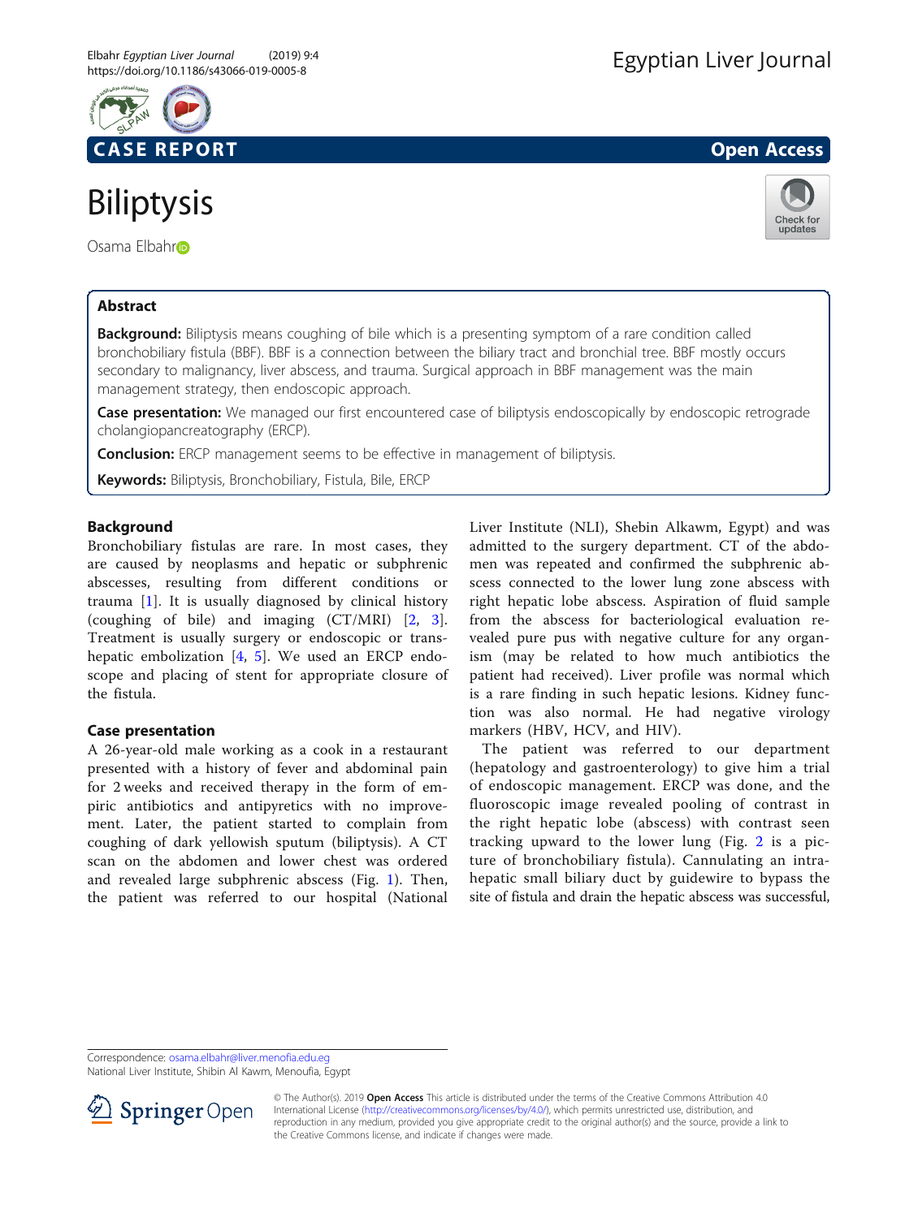CASE REPORT

Open Access

# Biliptysis

Osama Elbahr

## Abstract

**Background:** Biliptysis means coughing of bile which is a presenting symptom of a rare condition called bronchobiliary fistula (BBF). BBF is a connection between the biliary tract and bronchial tree. BBF mostly occurs secondary to malignancy, liver abscess, and trauma. Surgical approach in BBF management was the main management strategy, then endoscopic approach.

**Case presentation:** We managed our first encountered case of biliptysis endoscopically by endoscopic retrograde cholangiopancreatography (ERCP).

**Conclusion:** ERCP management seems to be effective in management of biliptysis.

**Keywords:** Biliptysis, Bronchobiliary, Fistula, Bile, ERCP

## Background

Bronchobiliary fistulas are rare. In most cases, they are caused by neoplasms and hepatic or subphrenic abscesses, resulting from different conditions or trauma [1]. It is usually diagnosed by clinical history (coughing of bile) and imaging (CT/MRI) [2, 3]. Treatment is usually surgery or endoscopic or trans-hepatic embolization [4, 5]. We used an ERCP endoscope and placing of stent for appropriate closure of the fistula.

## Case presentation

A 26-year-old male working as a cook in a restaurant presented with a history of fever and abdominal pain for 2 weeks and received therapy in the form of empiric antibiotics and antipyretics with no improvement. Later, the patient started to complain from coughing of dark yellowish sputum (biliptysis). A CT scan on the abdomen and lower chest was ordered and revealed large subphrenic abscess (Fig. 1). Then, the patient was referred to our hospital (National Liver Institute (NLI), Shebin Alkawm, Egypt) and was admitted to the surgery department. CT of the abdomen was repeated and confirmed the subphrenic abscess connected to the lower lung zone abscess with right hepatic lobe abscess. Aspiration of fluid sample from the abscess for bacteriological evaluation revealed pure pus with negative culture for any organism (may be related to how much antibiotics the patient had received). Liver profile was normal which is a rare finding in such hepatic lesions. Kidney function was also normal. He had negative virology markers (HBV, HCV, and HIV).

The patient was referred to our department (hepatology and gastroenterology) to give him a trial of endoscopic management. ERCP was done, and the fluoroscopic image revealed pooling of contrast in the right hepatic lobe (abscess) with contrast seen tracking upward to the lower lung (Fig. 2 is a picture of bronchobiliary fistula). Cannulating an intrahepatic small biliary duct by guidewire to bypass the site of fistula and drain the hepatic abscess was successful,

Correspondence: osama.elbahr@liver.menofia.edu.eg
National Liver Institute, Shibin Al Kawm, Menoufia, Egypt

© The Author(s). 2019 **Open Access** This article is distributed under the terms of the Creative Commons Attribution 4.0 International License (http://creativecommons.org/licenses/by/4.0/), which permits unrestricted use, distribution, and reproduction in any medium, provided you give appropriate credit to the original author(s) and the source, provide a link to the Creative Commons license, and indicate if changes were made.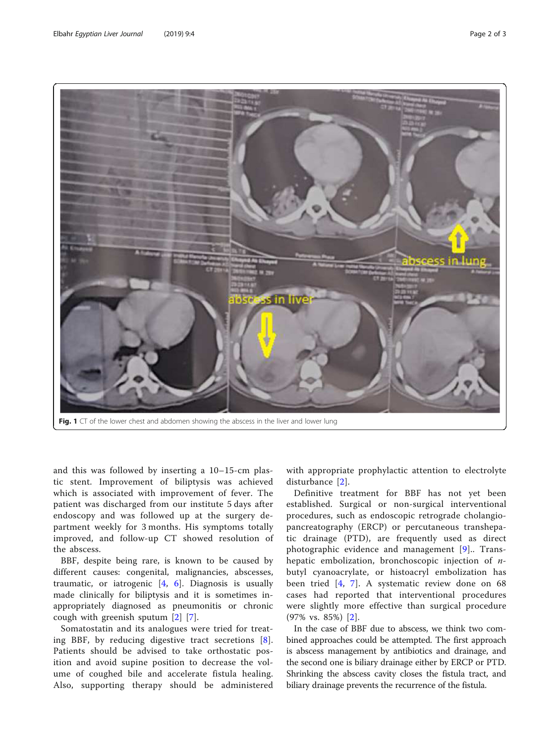Fig. 1 CT of the lower chest and abdomen showing the abscess in the liver and lower lung

and this was followed by inserting a 10–15-cm plastic stent. Improvement of biliptysis was achieved which is associated with improvement of fever. The patient was discharged from our institute 5 days after endoscopy and was followed up at the surgery department weekly for 3 months. His symptoms totally improved, and follow-up CT showed resolution of the abscess.

BBF, despite being rare, is known to be caused by different causes: congenital, malignancies, abscesses, traumatic, or iatrogenic [4, 6]. Diagnosis is usually made clinically for biliptysis and it is sometimes inappropriately diagnosed as pneumonitis or chronic cough with greenish sputum [2] [7].

Somatostatin and its analogues were tried for treating BBF, by reducing digestive tract secretions [8]. Patients should be advised to take orthostatic position and avoid supine position to decrease the volume of coughed bile and accelerate fistula healing. Also, supporting therapy should be administered with appropriate prophylactic attention to electrolyte disturbance [2].

Definitive treatment for BBF has not yet been established. Surgical or non-surgical interventional procedures, such as endoscopic retrograde cholangiopancreatography (ERCP) or percutaneous transhepatic drainage (PTD), are frequently used as direct photographic evidence and management [9].. Transhepatic embolization, bronchoscopic injection of *n*-butyl cyanoacrylate, or histoacryl embolization has been tried [4, 7]. A systematic review done on 68 cases had reported that interventional procedures were slightly more effective than surgical procedure (97% vs. 85%) [2].

In the case of BBF due to abscess, we think two combined approaches could be attempted. The first approach is abscess management by antibiotics and drainage, and the second one is biliary drainage either by ERCP or PTD. Shrinking the abscess cavity closes the fistula tract, and biliary drainage prevents the recurrence of the fistula.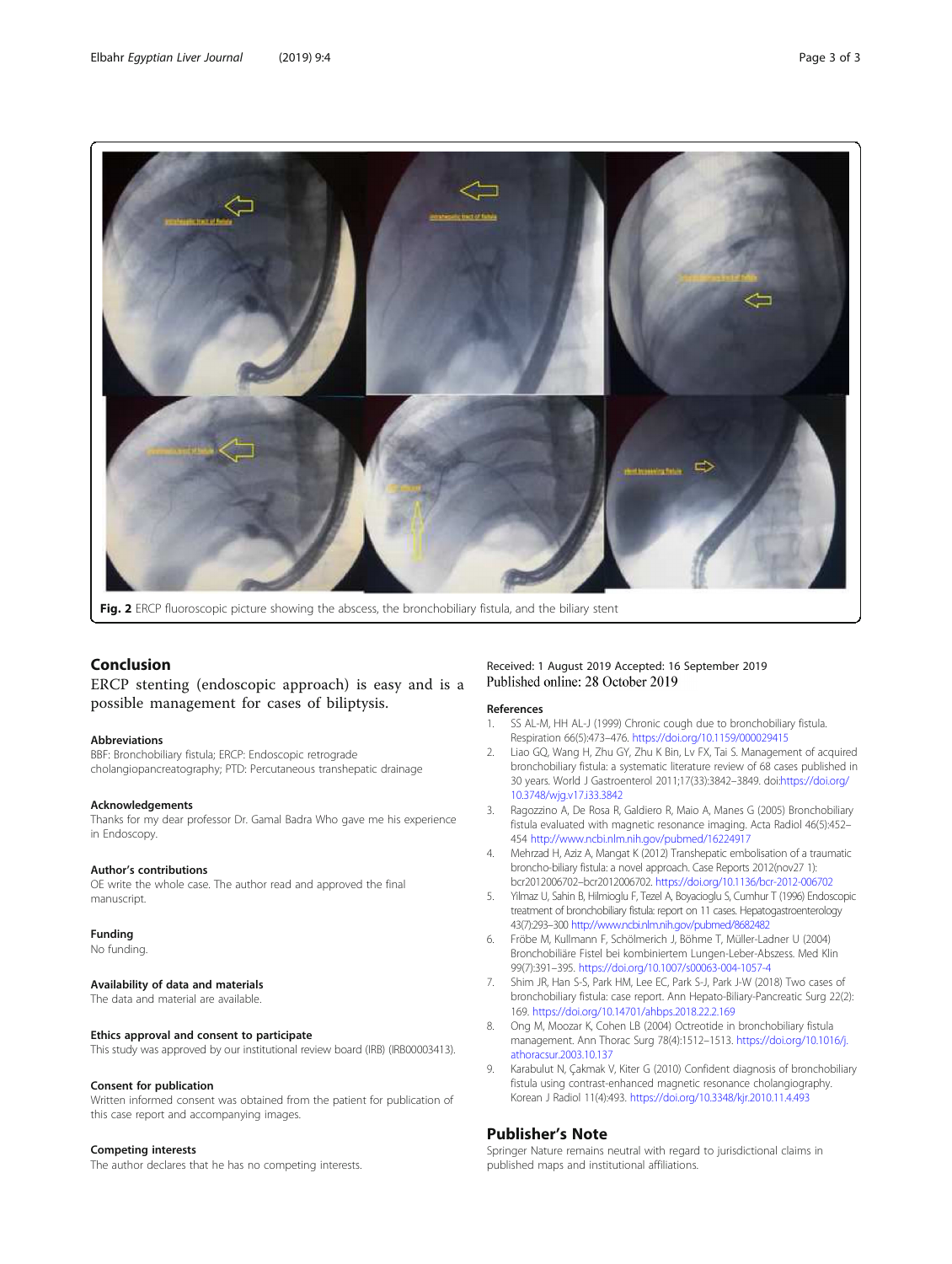Fig. 2 ERCP fluoroscopic picture showing the abscess, the bronchobiliary fistula, and the biliary stent

## Conclusion

ERCP stenting (endoscopic approach) is easy and is a possible management for cases of biliptysis.

### Abbreviations

BBF: Bronchobiliary fistula; ERCP: Endoscopic retrograde cholangiopancreatography; PTD: Percutaneous transhepatic drainage

### Acknowledgements

Thanks for my dear professor Dr. Gamal Badra Who gave me his experience in Endoscopy.

### Author's contributions

OE write the whole case. The author read and approved the final manuscript.

### Funding

No funding.

### Availability of data and materials

The data and material are available.

### Ethics approval and consent to participate

This study was approved by our institutional review board (IRB) (IRB00003413).

### Consent for publication

Written informed consent was obtained from the patient for publication of this case report and accompanying images.

### Competing interests

The author declares that he has no competing interests.

Received: 1 August 2019 Accepted: 16 September 2019
Published online: 28 October 2019

### References

1. SS AL-M, HH AL-J (1999) Chronic cough due to bronchobiliary fistula. Respiration 66(5):473–476. https://doi.org/10.1159/000029415
2. Liao GQ, Wang H, Zhu GY, Zhu K Bin, Lv FX, Tai S. Management of acquired bronchobiliary fistula: a systematic literature review of 68 cases published in 30 years. World J Gastroenterol 2011;17(33):3842–3849. doi:https://doi.org/10.3748/wjg.v17.i33.3842
3. Ragozzino A, De Rosa R, Galdiero R, Maio A, Manes G (2005) Bronchobiliary fistula evaluated with magnetic resonance imaging. Acta Radiol 46(5):452–454 http://www.ncbi.nlm.nih.gov/pubmed/16224917
4. Mehrzad H, Aziz A, Mangat K (2012) Transhepatic embolisation of a traumatic broncho-biliary fistula: a novel approach. Case Reports 2012(nov27 1):bcr2012006702–bcr2012006702. https://doi.org/10.1136/bcr-2012-006702
5. Yilmaz U, Sahin B, Hilmioglu F, Tezel A, Boyacioglu S, Cumhur T (1996) Endoscopic treatment of bronchobiliary fistula: report on 11 cases. Hepatogastroenterology 43(7):293–300 http://www.ncbi.nlm.nih.gov/pubmed/8682482
6. Fröbe M, Kullmann F, Schölmerich J, Böhme T, Müller-Ladner U (2004) Bronchobiliäre Fistel bei kombiniertem Lungen-Leber-Abszess. Med Klin 99(7):391–395. https://doi.org/10.1007/s00063-004-1057-4
7. Shim JR, Han S-S, Park HM, Lee EC, Park S-J, Park J-W (2018) Two cases of bronchobiliary fistula: case report. Ann Hepato-Biliary-Pancreatic Surg 22(2):169. https://doi.org/10.14701/ahbps.2018.22.2.169
8. Ong M, Moozar K, Cohen LB (2004) Octreotide in bronchobiliary fistula management. Ann Thorac Surg 78(4):1512–1513. https://doi.org/10.1016/j.athoracsur.2003.10.137
9. Karabulut N, Çakmak V, Kiter G (2010) Confident diagnosis of bronchobiliary fistula using contrast-enhanced magnetic resonance cholangiography. Korean J Radiol 11(4):493. https://doi.org/10.3348/kjr.2010.11.4.493

## Publisher's Note

Springer Nature remains neutral with regard to jurisdictional claims in published maps and institutional affiliations.